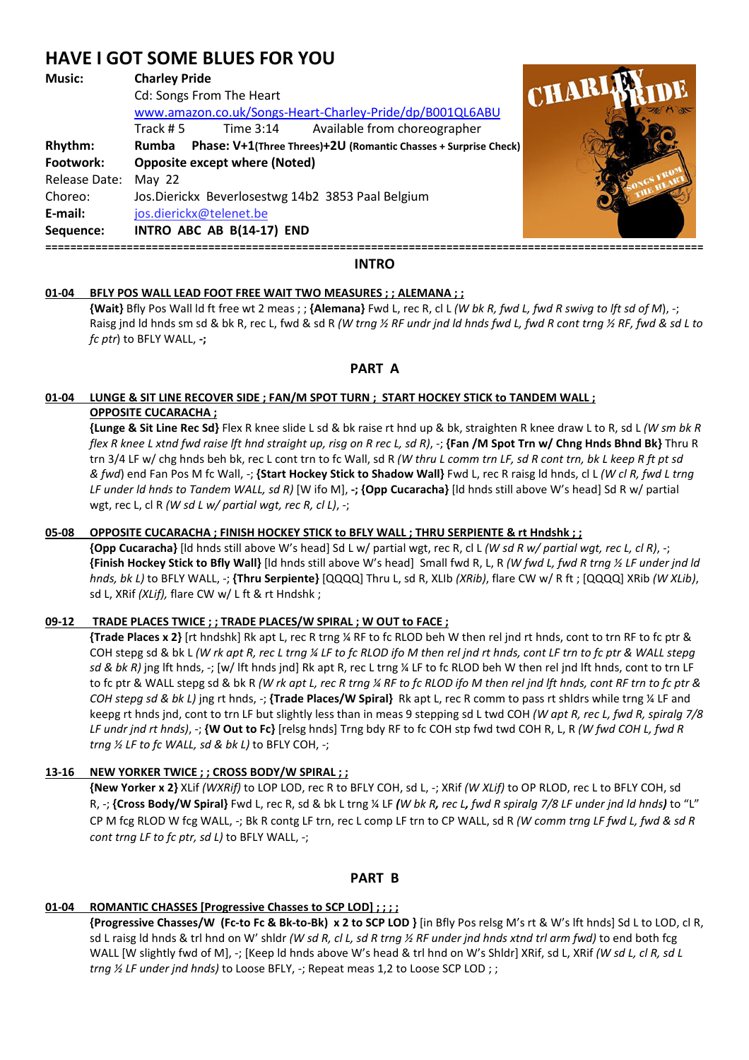// FILL: # HAVE I GOT SOME BLUES FOR YOU

**Music:** **Charley Pride**
Cd: Songs From The Heart
www.amazon.co.uk/Songs-Heart-Charley-Pride/dp/B001QL6ABU
Track # 5 Time 3:14 Available from choreographer

**Rhythm:** **Rumba Phase: V+1(Three Threes)+2U (Romantic Chasses + Surprise Check)**

**Footwork:** **Opposite except where (Noted)**

Release Date: May 22

Choreo: Jos.Dierickx Beverlosestwg 14b2 3853 Paal Belgium

**E-mail:** jos.dierickx@telenet.be

**Sequence:** **INTRO ABC AB B(14-17) END**

---

## INTRO

**01-04 BFLY POS WALL LEAD FOOT FREE WAIT TWO MEASURES ; ; ALEMANA ; ;**

**{Wait}** Bfly Pos Wall ld ft free wt 2 meas ; ; **{Alemana}** Fwd L, rec R, cl L *(W bk R, fwd L, fwd R swivg to lft sd of M)*, -; Raisg jnd ld hnds sm sd & bk R, rec L, fwd & sd R *(W trng ½ RF undr jnd ld hnds fwd L, fwd R cont trng ½ RF, fwd & sd L to fc ptr)* to BFLY WALL, **-;**

## PART A

**01-04 LUNGE & SIT LINE RECOVER SIDE ; FAN/M SPOT TURN ; START HOCKEY STICK to TANDEM WALL ; OPPOSITE CUCARACHA ;**

**{Lunge & Sit Line Rec Sd}** Flex R knee slide L sd & bk raise rt hnd up & bk, straighten R knee draw L to R, sd L *(W sm bk R flex R knee L xtnd fwd raise lft hnd straight up, risg on R rec L, sd R)*, -; **{Fan /M Spot Trn w/ Chng Hnds Bhnd Bk}** Thru R trn 3/4 LF w/ chg hnds beh bk, rec L cont trn to fc Wall, sd R *(W thru L comm trn LF, sd R cont trn, bk L keep R ft pt sd & fwd)* end Fan Pos M fc Wall, -; **{Start Hockey Stick to Shadow Wall}** Fwd L, rec R raisg ld hnds, cl L *(W cl R, fwd L trng LF under ld hnds to Tandem WALL, sd R)* [W ifo M], **-; {Opp Cucaracha}** [ld hnds still above W's head] Sd R w/ partial wgt, rec L, cl R *(W sd L w/ partial wgt, rec R, cl L)*, -;

**05-08 OPPOSITE CUCARACHA ; FINISH HOCKEY STICK to BFLY WALL ; THRU SERPIENTE & rt Hndshk ; ;**

**{Opp Cucaracha}** [ld hnds still above W's head] Sd L w/ partial wgt, rec R, cl L *(W sd R w/ partial wgt, rec L, cl R)*, -; **{Finish Hockey Stick to Bfly Wall}** [ld hnds still above W's head] Small fwd R, L, R *(W fwd L, fwd R trng ½ LF under jnd ld hnds, bk L)* to BFLY WALL, -; **{Thru Serpiente}** [QQQQ] Thru L, sd R, XLib *(XRib)*, flare CW w/ R ft ; [QQQQ] XRib *(W XLib)*, sd L, XRif *(XLif)*, flare CW w/ L ft & rt Hndshk ;

**09-12 TRADE PLACES TWICE ; ; TRADE PLACES/W SPIRAL ; W OUT to FACE ;**

**{Trade Places x 2}** [rt hndshk] Rk apt L, rec R trng ¼ RF to fc RLOD beh W then rel jnd rt hnds, cont to trn RF to fc ptr & COH stepg sd & bk L *(W rk apt R, rec L trng ¼ LF to fc RLOD ifo M then rel jnd rt hnds, cont LF trn to fc ptr & WALL stepg sd & bk R)* jng lft hnds, -; [w/ lft hnds jnd] Rk apt R, rec L trng ¼ LF to fc RLOD beh W then rel jnd lft hnds, cont to trn LF to fc ptr & WALL stepg sd & bk R *(W rk apt L, rec R trng ¼ RF to fc RLOD ifo M then rel jnd lft hnds, cont RF trn to fc ptr & COH stepg sd & bk L)* jng rt hnds, -; **{Trade Places/W Spiral}** Rk apt L, rec R comm to pass rt shldrs while trng ¼ LF and keepg rt hnds jnd, cont to trn LF but slightly less than in meas 9 stepping sd L twd COH *(W apt R, rec L, fwd R, spiralg 7/8 LF undr jnd rt hnds)*, -; **{W Out to Fc}** [relsg hnds] Trng bdy RF to fc COH stp fwd twd COH R, L, R *(W fwd COH L, fwd R trng ½ LF to fc WALL, sd & bk L)* to BFLY COH, -;

**13-16 NEW YORKER TWICE ; ; CROSS BODY/W SPIRAL ; ;**

**{New Yorker x 2}** XLif *(WXRif)* to LOP LOD, rec R to BFLY COH, sd L, -; XRif *(W XLif)* to OP RLOD, rec L to BFLY COH, sd R, -; **{Cross Body/W Spiral}** Fwd L, rec R, sd & bk L trng ¼ LF *(W bk R, rec L, fwd R spiralg 7/8 LF under jnd ld hnds)* to "L" CP M fcg RLOD W fcg WALL, -; Bk R contg LF trn, rec L comp LF trn to CP WALL, sd R *(W comm trng LF fwd L, fwd & sd R cont trng LF to fc ptr, sd L)* to BFLY WALL, -;

## PART B

**01-04 ROMANTIC CHASSES [Progressive Chasses to SCP LOD] ; ; ; ;**

**{Progressive Chasses/W (Fc-to Fc & Bk-to-Bk) x 2 to SCP LOD }** [in Bfly Pos relsg M's rt & W's lft hnds] Sd L to LOD, cl R, sd L raisg ld hnds & trl hnd on W' shldr *(W sd R, cl L, sd R trng ½ RF under jnd hnds xtnd trl arm fwd)* to end both fcg WALL [W slightly fwd of M], -; [Keep ld hnds above W's head & trl hnd on W's Shldr] XRif, sd L, XRif *(W sd L, cl R, sd L trng ½ LF under jnd hnds)* to Loose BFLY, -; Repeat meas 1,2 to Loose SCP LOD ; ;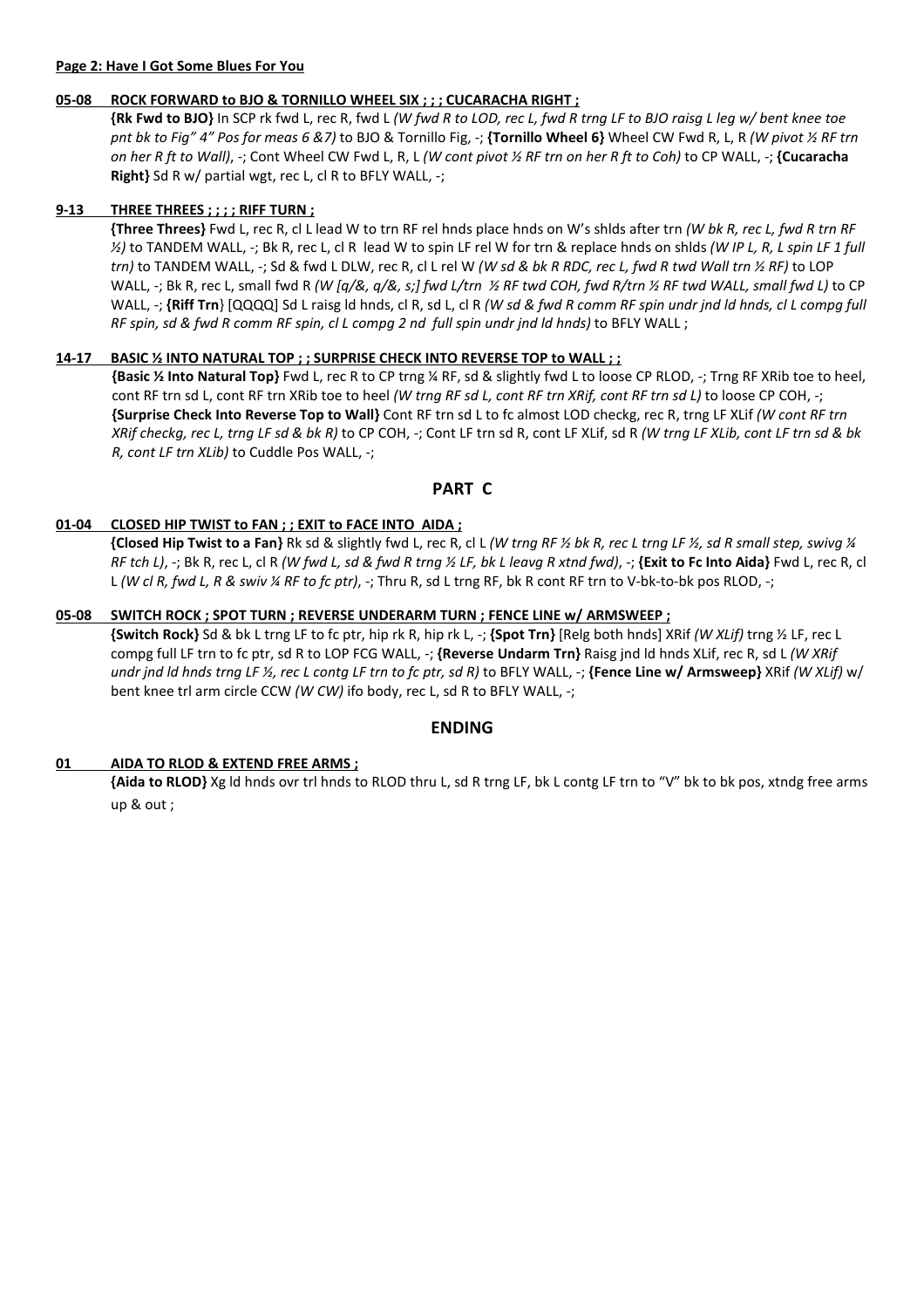**Page 2: Have I Got Some Blues For You**

**05-08 ROCK FORWARD to BJO & TORNILLO WHEEL SIX ; ; ; CUCARACHA RIGHT ;**

**{Rk Fwd to BJO}** In SCP rk fwd L, rec R, fwd L *(W fwd R to LOD, rec L, fwd R trng LF to BJO raisg L leg w/ bent knee toe pnt bk to Fig" 4" Pos for meas 6 &7)* to BJO & Tornillo Fig, -; **{Tornillo Wheel 6}** Wheel CW Fwd R, L, R *(W pivot ½ RF trn on her R ft to Wall)*, -; Cont Wheel CW Fwd L, R, L *(W cont pivot ½ RF trn on her R ft to Coh)* to CP WALL, -; **{Cucaracha Right}** Sd R w/ partial wgt, rec L, cl R to BFLY WALL, -;

**9-13 THREE THREES ; ; ; ; RIFF TURN ;**

**{Three Threes}** Fwd L, rec R, cl L lead W to trn RF rel hnds place hnds on W's shlds after trn *(W bk R, rec L, fwd R trn RF ½)* to TANDEM WALL, -; Bk R, rec L, cl R lead W to spin LF rel W for trn & replace hnds on shlds *(W IP L, R, L spin LF 1 full trn)* to TANDEM WALL, -; Sd & fwd L DLW, rec R, cl L rel W *(W sd & bk R RDC, rec L, fwd R twd Wall trn ½ RF)* to LOP WALL, -; Bk R, rec L, small fwd R *(W [q/&, q/&, s;] fwd L/trn ½ RF twd COH, fwd R/trn ½ RF twd WALL, small fwd L)* to CP WALL, -; **{Riff Trn}** [QQQQ] Sd L raisg ld hnds, cl R, sd L, cl R *(W sd & fwd R comm RF spin undr jnd ld hnds, cl L compg full RF spin, sd & fwd R comm RF spin, cl L compg 2 nd full spin undr jnd ld hnds)* to BFLY WALL ;

**14-17 BASIC ½ INTO NATURAL TOP ; ; SURPRISE CHECK INTO REVERSE TOP to WALL ; ;**

**{Basic ½ Into Natural Top}** Fwd L, rec R to CP trng ¼ RF, sd & slightly fwd L to loose CP RLOD, -; Trng RF XRib toe to heel, cont RF trn sd L, cont RF trn XRib toe to heel *(W trng RF sd L, cont RF trn XRif, cont RF trn sd L)* to loose CP COH, -; **{Surprise Check Into Reverse Top to Wall}** Cont RF trn sd L to fc almost LOD checkg, rec R, trng LF XLif *(W cont RF trn XRif checkg, rec L, trng LF sd & bk R)* to CP COH, -; Cont LF trn sd R, cont LF XLif, sd R *(W trng LF XLib, cont LF trn sd & bk R, cont LF trn XLib)* to Cuddle Pos WALL, -;

## PART C

**01-04 CLOSED HIP TWIST to FAN ; ; EXIT to FACE INTO AIDA ;**

**{Closed Hip Twist to a Fan}** Rk sd & slightly fwd L, rec R, cl L *(W trng RF ½ bk R, rec L trng LF ½, sd R small step, swivg ¼ RF tch L)*, -; Bk R, rec L, cl R *(W fwd L, sd & fwd R trng ½ LF, bk L leavg R xtnd fwd)*, -; **{Exit to Fc Into Aida}** Fwd L, rec R, cl L *(W cl R, fwd L, R & swiv ¼ RF to fc ptr)*, -; Thru R, sd L trng RF, bk R cont RF trn to V-bk-to-bk pos RLOD, -;

**05-08 SWITCH ROCK ; SPOT TURN ; REVERSE UNDERARM TURN ; FENCE LINE w/ ARMSWEEP ;**

**{Switch Rock}** Sd & bk L trng LF to fc ptr, hip rk R, hip rk L, -; **{Spot Trn}** [Relg both hnds] XRif *(W XLif)* trng ½ LF, rec L compg full LF trn to fc ptr, sd R to LOP FCG WALL, -; **{Reverse Undarm Trn}** Raisg jnd ld hnds XLif, rec R, sd L *(W XRif undr jnd ld hnds trng LF ½, rec L contg LF trn to fc ptr, sd R)* to BFLY WALL, -; **{Fence Line w/ Armsweep}** XRif *(W XLif)* w/ bent knee trl arm circle CCW *(W CW)* ifo body, rec L, sd R to BFLY WALL, -;

## ENDING

**01 AIDA TO RLOD & EXTEND FREE ARMS ;**

**{Aida to RLOD}** Xg ld hnds ovr trl hnds to RLOD thru L, sd R trng LF, bk L contg LF trn to "V" bk to bk pos, xtndg free arms up & out ;